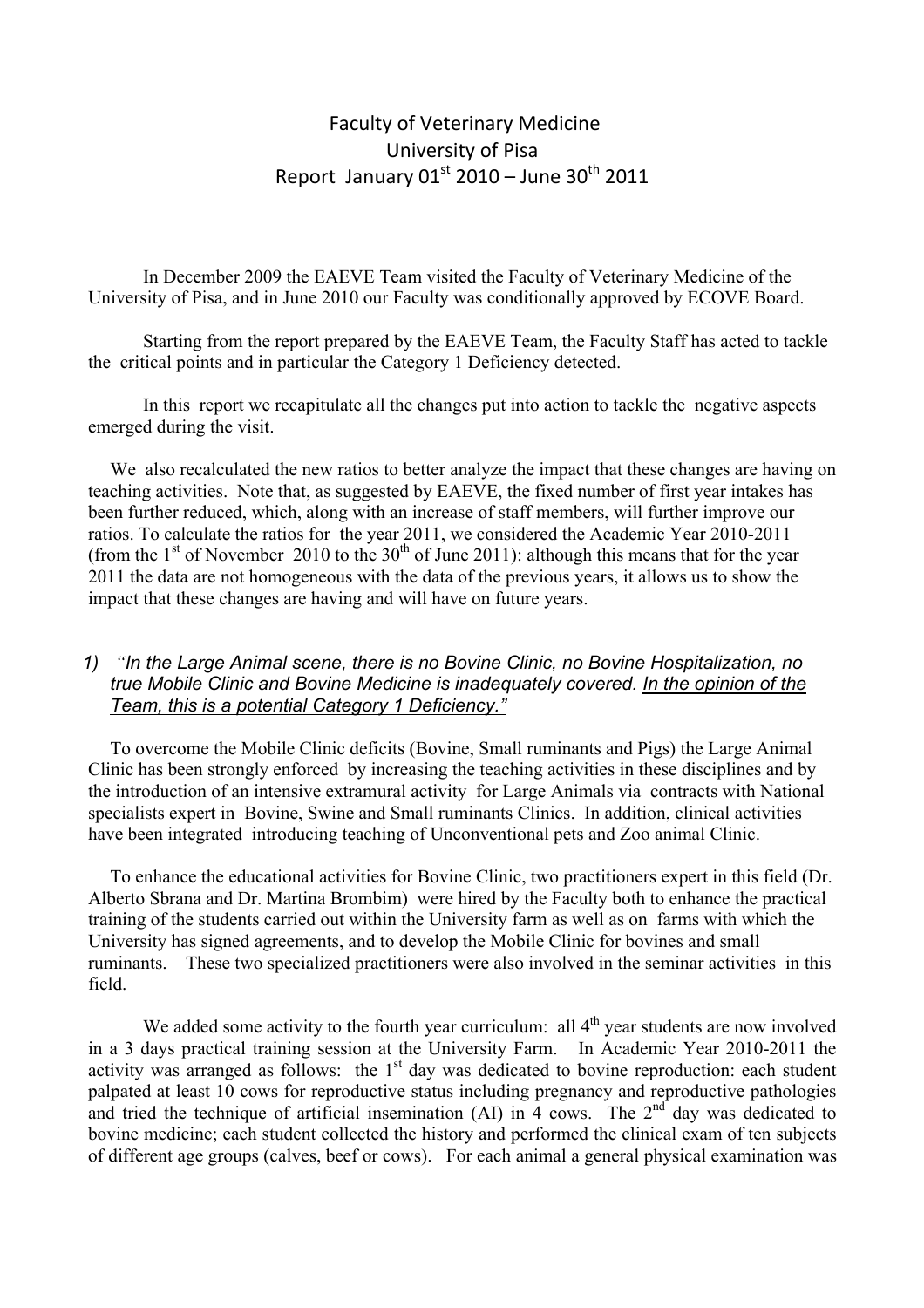# Faculty of Veterinary Medicine
# University of Pisa
# Report January 01st 2010 – June 30th 2011

In December 2009 the EAEVE Team visited the Faculty of Veterinary Medicine of the University of Pisa, and in June 2010 our Faculty was conditionally approved by ECOVE Board.

Starting from the report prepared by the EAEVE Team, the Faculty Staff has acted to tackle the critical points and in particular the Category 1 Deficiency detected.

In this report we recapitulate all the changes put into action to tackle the negative aspects emerged during the visit.

We also recalculated the new ratios to better analyze the impact that these changes are having on teaching activities. Note that, as suggested by EAEVE, the fixed number of first year intakes has been further reduced, which, along with an increase of staff members, will further improve our ratios. To calculate the ratios for the year 2011, we considered the Academic Year 2010-2011 (from the 1st of November 2010 to the 30th of June 2011): although this means that for the year 2011 the data are not homogeneous with the data of the previous years, it allows us to show the impact that these changes are having and will have on future years.

1) *"In the Large Animal scene, there is no Bovine Clinic, no Bovine Hospitalization, no true Mobile Clinic and Bovine Medicine is inadequately covered. In the opinion of the Team, this is a potential Category 1 Deficiency."*

To overcome the Mobile Clinic deficits (Bovine, Small ruminants and Pigs) the Large Animal Clinic has been strongly enforced by increasing the teaching activities in these disciplines and by the introduction of an intensive extramural activity for Large Animals via contracts with National specialists expert in Bovine, Swine and Small ruminants Clinics. In addition, clinical activities have been integrated introducing teaching of Unconventional pets and Zoo animal Clinic.

To enhance the educational activities for Bovine Clinic, two practitioners expert in this field (Dr. Alberto Sbrana and Dr. Martina Brombim) were hired by the Faculty both to enhance the practical training of the students carried out within the University farm as well as on farms with which the University has signed agreements, and to develop the Mobile Clinic for bovines and small ruminants. These two specialized practitioners were also involved in the seminar activities in this field.

We added some activity to the fourth year curriculum: all 4th year students are now involved in a 3 days practical training session at the University Farm. In Academic Year 2010-2011 the activity was arranged as follows: the 1st day was dedicated to bovine reproduction: each student palpated at least 10 cows for reproductive status including pregnancy and reproductive pathologies and tried the technique of artificial insemination (AI) in 4 cows. The 2nd day was dedicated to bovine medicine; each student collected the history and performed the clinical exam of ten subjects of different age groups (calves, beef or cows). For each animal a general physical examination was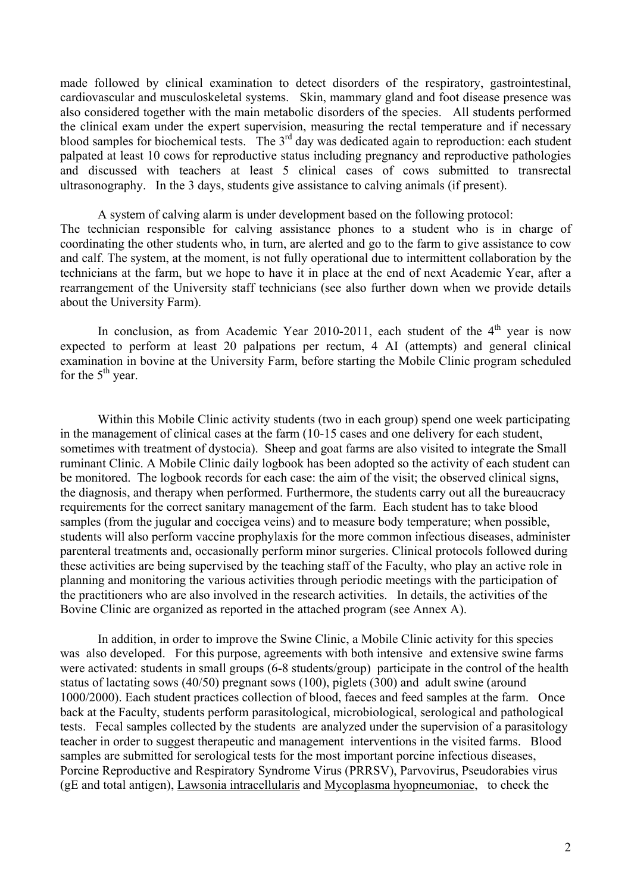made followed by clinical examination to detect disorders of the respiratory, gastrointestinal, cardiovascular and musculoskeletal systems. Skin, mammary gland and foot disease presence was also considered together with the main metabolic disorders of the species. All students performed the clinical exam under the expert supervision, measuring the rectal temperature and if necessary blood samples for biochemical tests. The 3rd day was dedicated again to reproduction: each student palpated at least 10 cows for reproductive status including pregnancy and reproductive pathologies and discussed with teachers at least 5 clinical cases of cows submitted to transrectal ultrasonography. In the 3 days, students give assistance to calving animals (if present).

A system of calving alarm is under development based on the following protocol:
The technician responsible for calving assistance phones to a student who is in charge of coordinating the other students who, in turn, are alerted and go to the farm to give assistance to cow and calf. The system, at the moment, is not fully operational due to intermittent collaboration by the technicians at the farm, but we hope to have it in place at the end of next Academic Year, after a rearrangement of the University staff technicians (see also further down when we provide details about the University Farm).

In conclusion, as from Academic Year 2010-2011, each student of the 4th year is now expected to perform at least 20 palpations per rectum, 4 AI (attempts) and general clinical examination in bovine at the University Farm, before starting the Mobile Clinic program scheduled for the 5th year.

Within this Mobile Clinic activity students (two in each group) spend one week participating in the management of clinical cases at the farm (10-15 cases and one delivery for each student, sometimes with treatment of dystocia). Sheep and goat farms are also visited to integrate the Small ruminant Clinic. A Mobile Clinic daily logbook has been adopted so the activity of each student can be monitored. The logbook records for each case: the aim of the visit; the observed clinical signs, the diagnosis, and therapy when performed. Furthermore, the students carry out all the bureaucracy requirements for the correct sanitary management of the farm. Each student has to take blood samples (from the jugular and coccigea veins) and to measure body temperature; when possible, students will also perform vaccine prophylaxis for the more common infectious diseases, administer parenteral treatments and, occasionally perform minor surgeries. Clinical protocols followed during these activities are being supervised by the teaching staff of the Faculty, who play an active role in planning and monitoring the various activities through periodic meetings with the participation of the practitioners who are also involved in the research activities. In details, the activities of the Bovine Clinic are organized as reported in the attached program (see Annex A).

In addition, in order to improve the Swine Clinic, a Mobile Clinic activity for this species was also developed. For this purpose, agreements with both intensive and extensive swine farms were activated: students in small groups (6-8 students/group) participate in the control of the health status of lactating sows (40/50) pregnant sows (100), piglets (300) and adult swine (around 1000/2000). Each student practices collection of blood, faeces and feed samples at the farm. Once back at the Faculty, students perform parasitological, microbiological, serological and pathological tests. Fecal samples collected by the students are analyzed under the supervision of a parasitology teacher in order to suggest therapeutic and management interventions in the visited farms. Blood samples are submitted for serological tests for the most important porcine infectious diseases, Porcine Reproductive and Respiratory Syndrome Virus (PRRSV), Parvovirus, Pseudorabies virus (gE and total antigen), Lawsonia intracellularis and Mycoplasma hyopneumoniae, to check the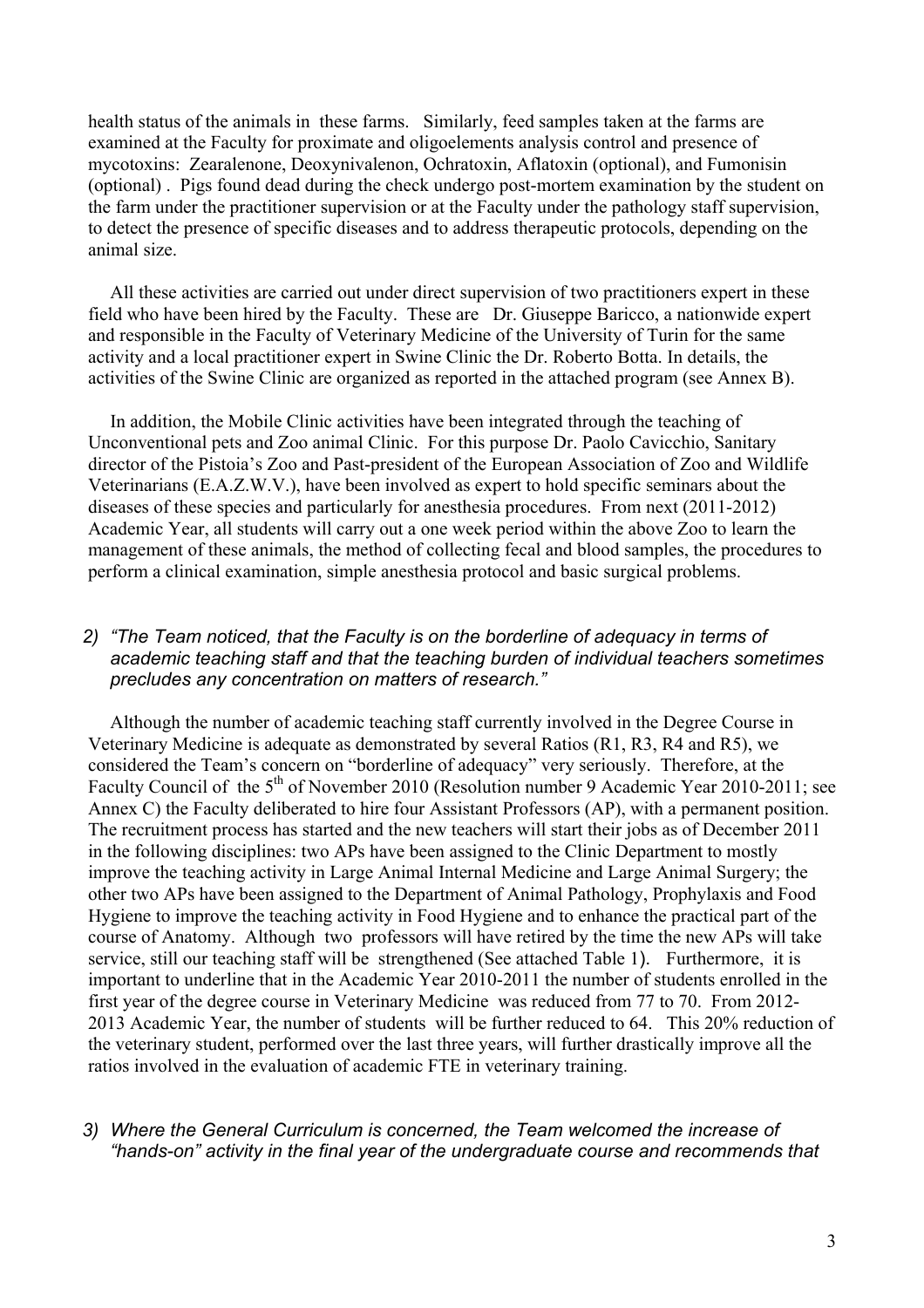health status of the animals in these farms. Similarly, feed samples taken at the farms are examined at the Faculty for proximate and oligoelements analysis control and presence of mycotoxins: Zearalenone, Deoxynivalenon, Ochratoxin, Aflatoxin (optional), and Fumonisin (optional). Pigs found dead during the check undergo post-mortem examination by the student on the farm under the practitioner supervision or at the Faculty under the pathology staff supervision, to detect the presence of specific diseases and to address therapeutic protocols, depending on the animal size.

All these activities are carried out under direct supervision of two practitioners expert in these field who have been hired by the Faculty. These are Dr. Giuseppe Baricco, a nationwide expert and responsible in the Faculty of Veterinary Medicine of the University of Turin for the same activity and a local practitioner expert in Swine Clinic the Dr. Roberto Botta. In details, the activities of the Swine Clinic are organized as reported in the attached program (see Annex B).

In addition, the Mobile Clinic activities have been integrated through the teaching of Unconventional pets and Zoo animal Clinic. For this purpose Dr. Paolo Cavicchio, Sanitary director of the Pistoia's Zoo and Past-president of the European Association of Zoo and Wildlife Veterinarians (E.A.Z.W.V.), have been involved as expert to hold specific seminars about the diseases of these species and particularly for anesthesia procedures. From next (2011-2012) Academic Year, all students will carry out a one week period within the above Zoo to learn the management of these animals, the method of collecting fecal and blood samples, the procedures to perform a clinical examination, simple anesthesia protocol and basic surgical problems.

2) *"The Team noticed, that the Faculty is on the borderline of adequacy in terms of academic teaching staff and that the teaching burden of individual teachers sometimes precludes any concentration on matters of research."*

Although the number of academic teaching staff currently involved in the Degree Course in Veterinary Medicine is adequate as demonstrated by several Ratios (R1, R3, R4 and R5), we considered the Team's concern on "borderline of adequacy" very seriously. Therefore, at the Faculty Council of the 5th of November 2010 (Resolution number 9 Academic Year 2010-2011; see Annex C) the Faculty deliberated to hire four Assistant Professors (AP), with a permanent position. The recruitment process has started and the new teachers will start their jobs as of December 2011 in the following disciplines: two APs have been assigned to the Clinic Department to mostly improve the teaching activity in Large Animal Internal Medicine and Large Animal Surgery; the other two APs have been assigned to the Department of Animal Pathology, Prophylaxis and Food Hygiene to improve the teaching activity in Food Hygiene and to enhance the practical part of the course of Anatomy. Although two professors will have retired by the time the new APs will take service, still our teaching staff will be strengthened (See attached Table 1). Furthermore, it is important to underline that in the Academic Year 2010-2011 the number of students enrolled in the first year of the degree course in Veterinary Medicine was reduced from 77 to 70. From 2012-2013 Academic Year, the number of students will be further reduced to 64. This 20% reduction of the veterinary student, performed over the last three years, will further drastically improve all the ratios involved in the evaluation of academic FTE in veterinary training.

3) *Where the General Curriculum is concerned, the Team welcomed the increase of "hands-on" activity in the final year of the undergraduate course and recommends that*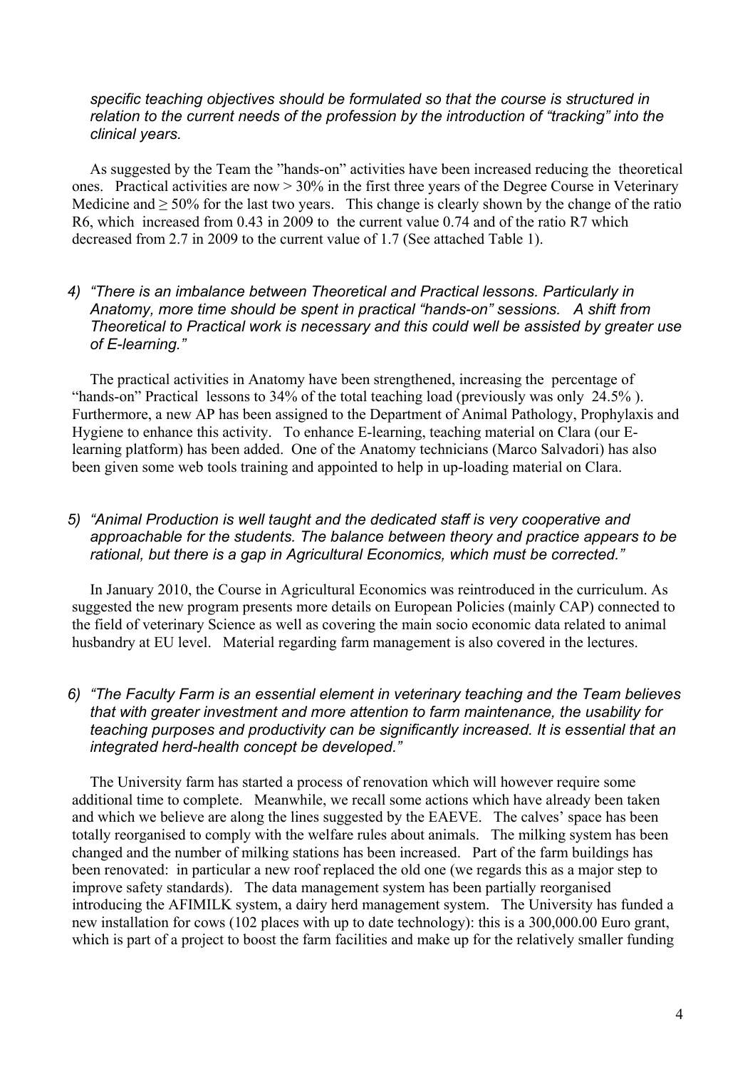*specific teaching objectives should be formulated so that the course is structured in relation to the current needs of the profession by the introduction of "tracking" into the clinical years.*

As suggested by the Team the "hands-on" activities have been increased reducing the theoretical ones. Practical activities are now > 30% in the first three years of the Degree Course in Veterinary Medicine and ≥ 50% for the last two years. This change is clearly shown by the change of the ratio R6, which increased from 0.43 in 2009 to the current value 0.74 and of the ratio R7 which decreased from 2.7 in 2009 to the current value of 1.7 (See attached Table 1).

4) *"There is an imbalance between Theoretical and Practical lessons. Particularly in Anatomy, more time should be spent in practical "hands-on" sessions. A shift from Theoretical to Practical work is necessary and this could well be assisted by greater use of E-learning."*

The practical activities in Anatomy have been strengthened, increasing the percentage of "hands-on" Practical lessons to 34% of the total teaching load (previously was only 24.5% ). Furthermore, a new AP has been assigned to the Department of Animal Pathology, Prophylaxis and Hygiene to enhance this activity. To enhance E-learning, teaching material on Clara (our E-learning platform) has been added. One of the Anatomy technicians (Marco Salvadori) has also been given some web tools training and appointed to help in up-loading material on Clara.

5) *"Animal Production is well taught and the dedicated staff is very cooperative and approachable for the students. The balance between theory and practice appears to be rational, but there is a gap in Agricultural Economics, which must be corrected."*

In January 2010, the Course in Agricultural Economics was reintroduced in the curriculum. As suggested the new program presents more details on European Policies (mainly CAP) connected to the field of veterinary Science as well as covering the main socio economic data related to animal husbandry at EU level. Material regarding farm management is also covered in the lectures.

6) *"The Faculty Farm is an essential element in veterinary teaching and the Team believes that with greater investment and more attention to farm maintenance, the usability for teaching purposes and productivity can be significantly increased. It is essential that an integrated herd-health concept be developed."*

The University farm has started a process of renovation which will however require some additional time to complete. Meanwhile, we recall some actions which have already been taken and which we believe are along the lines suggested by the EAEVE. The calves' space has been totally reorganised to comply with the welfare rules about animals. The milking system has been changed and the number of milking stations has been increased. Part of the farm buildings has been renovated: in particular a new roof replaced the old one (we regards this as a major step to improve safety standards). The data management system has been partially reorganised introducing the AFIMILK system, a dairy herd management system. The University has funded a new installation for cows (102 places with up to date technology): this is a 300,000.00 Euro grant, which is part of a project to boost the farm facilities and make up for the relatively smaller funding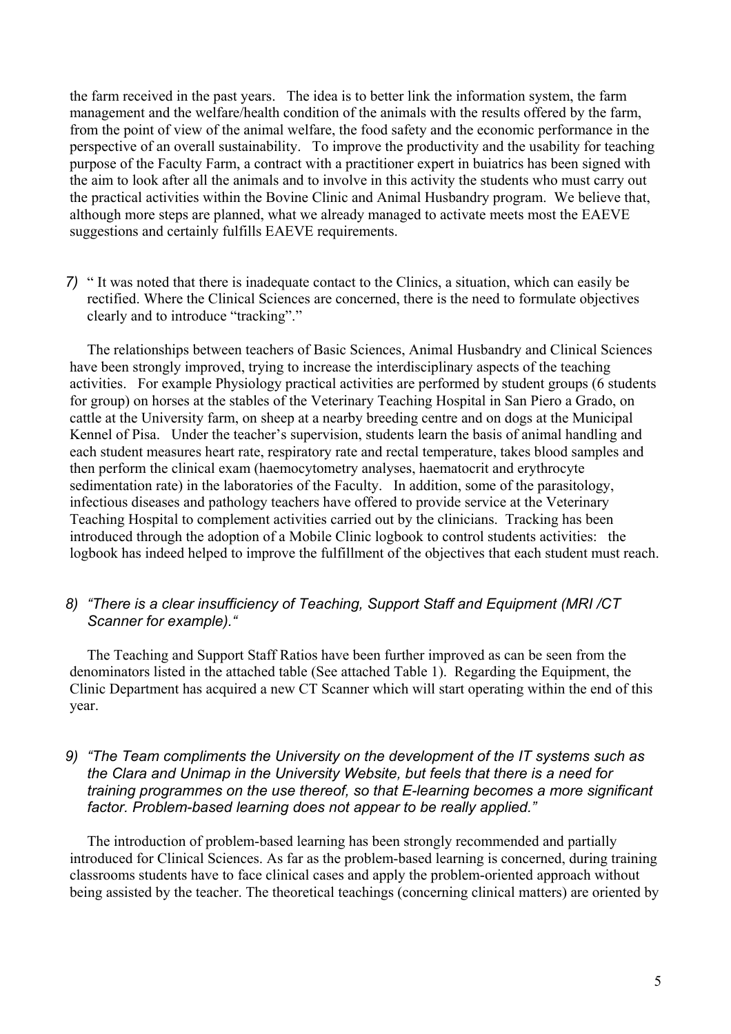the farm received in the past years. The idea is to better link the information system, the farm management and the welfare/health condition of the animals with the results offered by the farm, from the point of view of the animal welfare, the food safety and the economic performance in the perspective of an overall sustainability. To improve the productivity and the usability for teaching purpose of the Faculty Farm, a contract with a practitioner expert in buiatrics has been signed with the aim to look after all the animals and to involve in this activity the students who must carry out the practical activities within the Bovine Clinic and Animal Husbandry program. We believe that, although more steps are planned, what we already managed to activate meets most the EAEVE suggestions and certainly fulfills EAEVE requirements.

7) " It was noted that there is inadequate contact to the Clinics, a situation, which can easily be rectified. Where the Clinical Sciences are concerned, there is the need to formulate objectives clearly and to introduce "tracking"."

The relationships between teachers of Basic Sciences, Animal Husbandry and Clinical Sciences have been strongly improved, trying to increase the interdisciplinary aspects of the teaching activities. For example Physiology practical activities are performed by student groups (6 students for group) on horses at the stables of the Veterinary Teaching Hospital in San Piero a Grado, on cattle at the University farm, on sheep at a nearby breeding centre and on dogs at the Municipal Kennel of Pisa. Under the teacher's supervision, students learn the basis of animal handling and each student measures heart rate, respiratory rate and rectal temperature, takes blood samples and then perform the clinical exam (haemocytometry analyses, haematocrit and erythrocyte sedimentation rate) in the laboratories of the Faculty. In addition, some of the parasitology, infectious diseases and pathology teachers have offered to provide service at the Veterinary Teaching Hospital to complement activities carried out by the clinicians. Tracking has been introduced through the adoption of a Mobile Clinic logbook to control students activities: the logbook has indeed helped to improve the fulfillment of the objectives that each student must reach.

8) *"There is a clear insufficiency of Teaching, Support Staff and Equipment (MRI /CT Scanner for example)."*

The Teaching and Support Staff Ratios have been further improved as can be seen from the denominators listed in the attached table (See attached Table 1). Regarding the Equipment, the Clinic Department has acquired a new CT Scanner which will start operating within the end of this year.

9) *"The Team compliments the University on the development of the IT systems such as the Clara and Unimap in the University Website, but feels that there is a need for training programmes on the use thereof, so that E-learning becomes a more significant factor. Problem-based learning does not appear to be really applied."*

The introduction of problem-based learning has been strongly recommended and partially introduced for Clinical Sciences. As far as the problem-based learning is concerned, during training classrooms students have to face clinical cases and apply the problem-oriented approach without being assisted by the teacher. The theoretical teachings (concerning clinical matters) are oriented by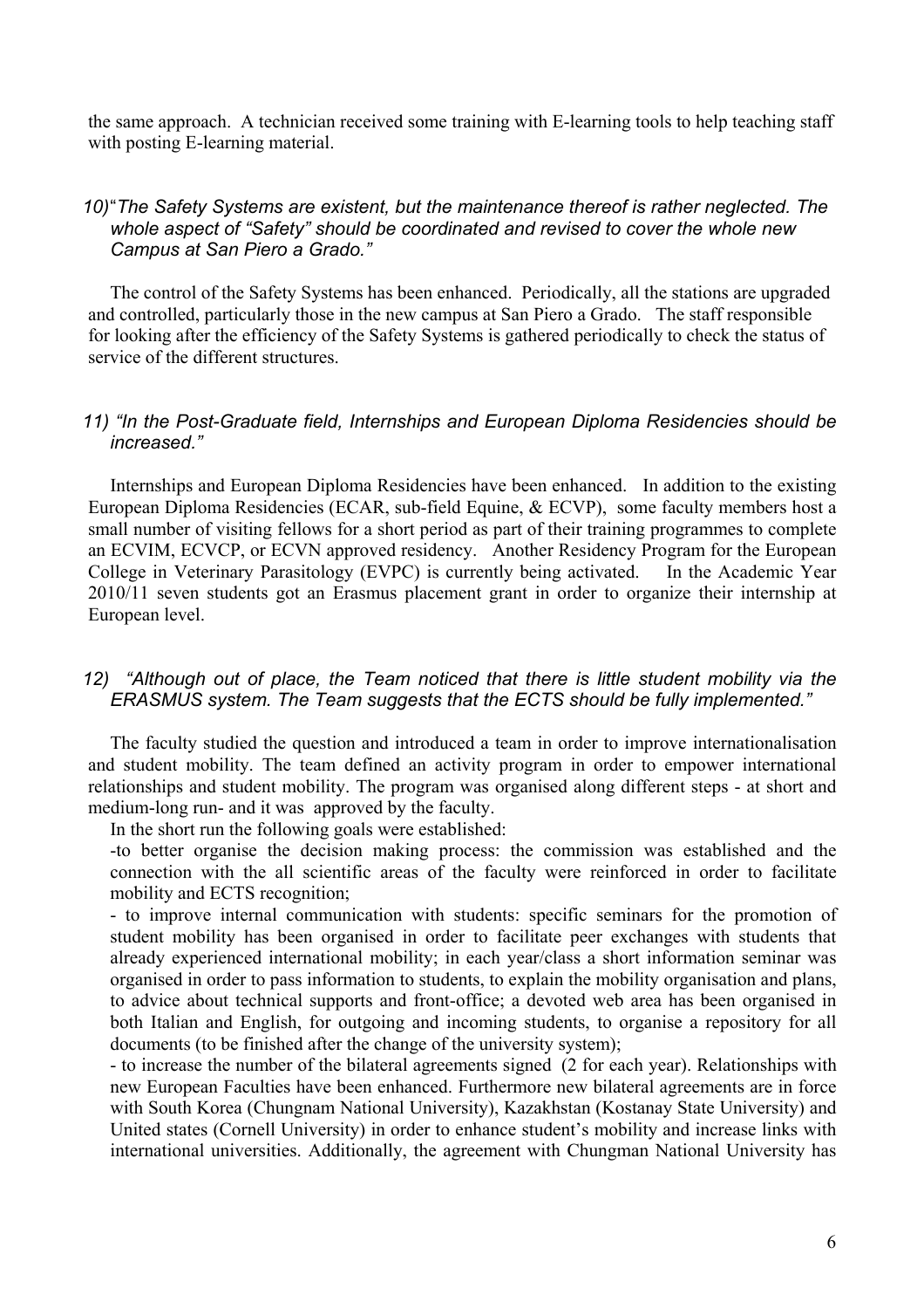the same approach. A technician received some training with E-learning tools to help teaching staff with posting E-learning material.

10)"*The Safety Systems are existent, but the maintenance thereof is rather neglected. The whole aspect of "Safety" should be coordinated and revised to cover the whole new Campus at San Piero a Grado."*

The control of the Safety Systems has been enhanced. Periodically, all the stations are upgraded and controlled, particularly those in the new campus at San Piero a Grado. The staff responsible for looking after the efficiency of the Safety Systems is gathered periodically to check the status of service of the different structures.

11) *"In the Post-Graduate field, Internships and European Diploma Residencies should be increased."*

Internships and European Diploma Residencies have been enhanced. In addition to the existing European Diploma Residencies (ECAR, sub-field Equine, & ECVP), some faculty members host a small number of visiting fellows for a short period as part of their training programmes to complete an ECVIM, ECVCP, or ECVN approved residency. Another Residency Program for the European College in Veterinary Parasitology (EVPC) is currently being activated. In the Academic Year 2010/11 seven students got an Erasmus placement grant in order to organize their internship at European level.

12) *"Although out of place, the Team noticed that there is little student mobility via the ERASMUS system. The Team suggests that the ECTS should be fully implemented."*

The faculty studied the question and introduced a team in order to improve internationalisation and student mobility. The team defined an activity program in order to empower international relationships and student mobility. The program was organised along different steps - at short and medium-long run- and it was approved by the faculty.

In the short run the following goals were established:

-to better organise the decision making process: the commission was established and the connection with the all scientific areas of the faculty were reinforced in order to facilitate mobility and ECTS recognition;

- to improve internal communication with students: specific seminars for the promotion of student mobility has been organised in order to facilitate peer exchanges with students that already experienced international mobility; in each year/class a short information seminar was organised in order to pass information to students, to explain the mobility organisation and plans, to advice about technical supports and front-office; a devoted web area has been organised in both Italian and English, for outgoing and incoming students, to organise a repository for all documents (to be finished after the change of the university system);

- to increase the number of the bilateral agreements signed (2 for each year). Relationships with new European Faculties have been enhanced. Furthermore new bilateral agreements are in force with South Korea (Chungnam National University), Kazakhstan (Kostanay State University) and United states (Cornell University) in order to enhance student's mobility and increase links with international universities. Additionally, the agreement with Chungman National University has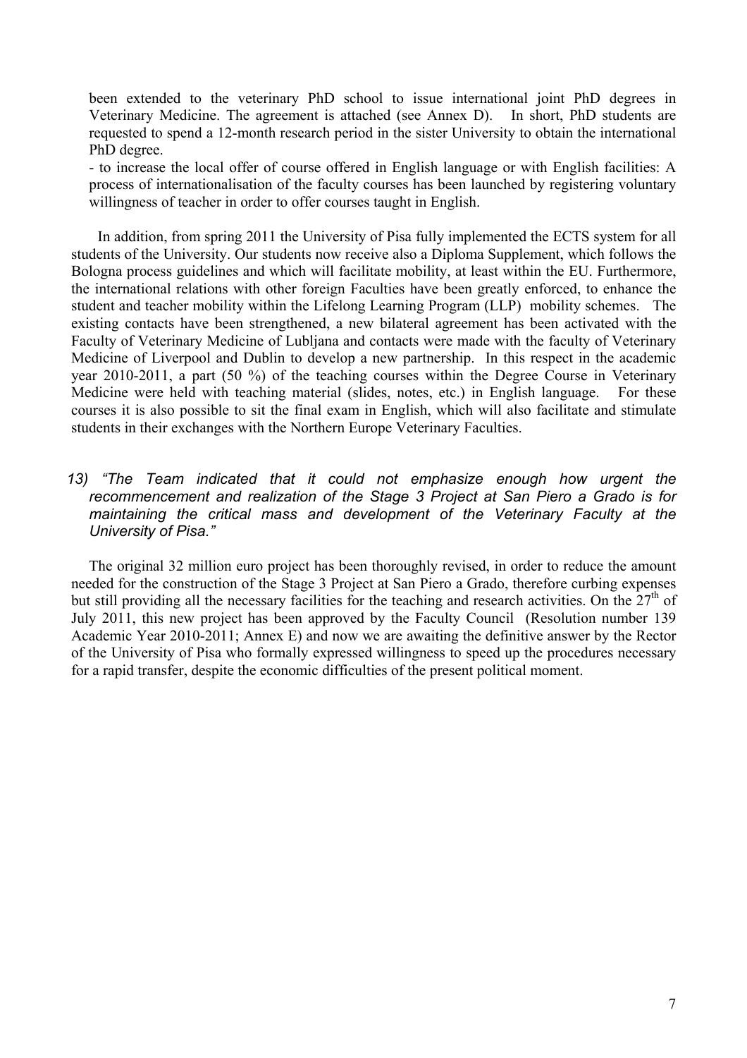been extended to the veterinary PhD school to issue international joint PhD degrees in Veterinary Medicine. The agreement is attached (see Annex D). In short, PhD students are requested to spend a 12-month research period in the sister University to obtain the international PhD degree.

- to increase the local offer of course offered in English language or with English facilities: A process of internationalisation of the faculty courses has been launched by registering voluntary willingness of teacher in order to offer courses taught in English.

In addition, from spring 2011 the University of Pisa fully implemented the ECTS system for all students of the University. Our students now receive also a Diploma Supplement, which follows the Bologna process guidelines and which will facilitate mobility, at least within the EU. Furthermore, the international relations with other foreign Faculties have been greatly enforced, to enhance the student and teacher mobility within the Lifelong Learning Program (LLP) mobility schemes. The existing contacts have been strengthened, a new bilateral agreement has been activated with the Faculty of Veterinary Medicine of Lubljana and contacts were made with the faculty of Veterinary Medicine of Liverpool and Dublin to develop a new partnership. In this respect in the academic year 2010-2011, a part (50 %) of the teaching courses within the Degree Course in Veterinary Medicine were held with teaching material (slides, notes, etc.) in English language. For these courses it is also possible to sit the final exam in English, which will also facilitate and stimulate students in their exchanges with the Northern Europe Veterinary Faculties.

*13) "The Team indicated that it could not emphasize enough how urgent the recommencement and realization of the Stage 3 Project at San Piero a Grado is for maintaining the critical mass and development of the Veterinary Faculty at the University of Pisa."*

The original 32 million euro project has been thoroughly revised, in order to reduce the amount needed for the construction of the Stage 3 Project at San Piero a Grado, therefore curbing expenses but still providing all the necessary facilities for the teaching and research activities. On the 27th of July 2011, this new project has been approved by the Faculty Council (Resolution number 139 Academic Year 2010-2011; Annex E) and now we are awaiting the definitive answer by the Rector of the University of Pisa who formally expressed willingness to speed up the procedures necessary for a rapid transfer, despite the economic difficulties of the present political moment.